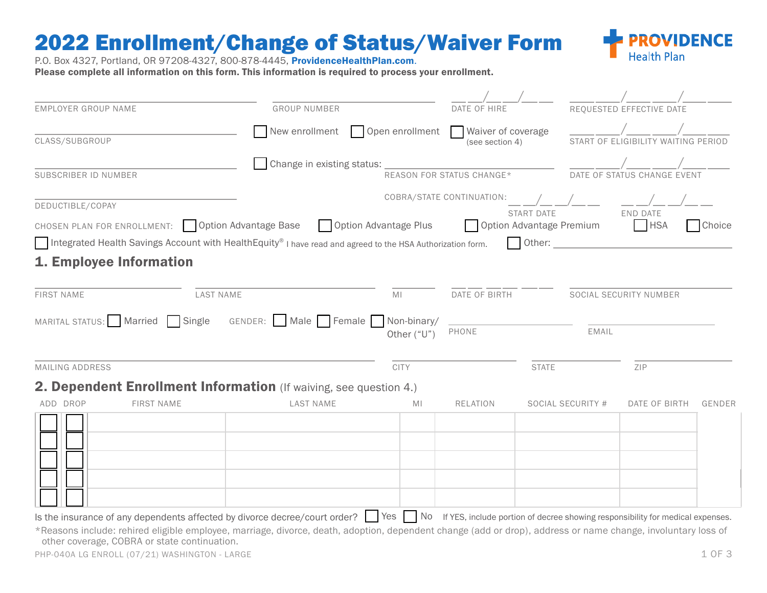# 2022 Enrollment/Change of Status/Waiver Form

PROVIDENCE Health Plan

P.O. Box 4327, Portland, OR 97208-4327, 800-878-4445, **ProvidenceHealthPlan.com**.

**Please complete all information on this form. This information is required to process your enrollment.**

EMPLOYER GROUP NAME ____________ GROUP NUMBER ____________ DATE OF HIRE __/__/__ REQUESTED EFFECTIVE DATE __/__/__

CLASS/SUBGROUP ____________

☐ New enrollment ☐ Open enrollment ☐ Waiver of coverage (see section 4)

START OF ELIGIBILITY WAITING PERIOD __/__/__

SUBSCRIBER ID NUMBER ____________

☐ Change in existing status: ____________ REASON FOR STATUS CHANGE*

DATE OF STATUS CHANGE EVENT __/__/__

DEDUCTIBLE/COPAY ____________

COBRA/STATE CONTINUATION: __/__/__ START DATE __/__/__ END DATE

CHOSEN PLAN FOR ENROLLMENT: ☐ Option Advantage Base ☐ Option Advantage Plus ☐ Option Advantage Premium ☐ HSA ☐ Choice

☐ Integrated Health Savings Account with HealthEquity® I have read and agreed to the HSA Authorization form. ☐ Other: ____________

## 1. Employee Information

FIRST NAME ____________ LAST NAME ____________ MI ____ DATE OF BIRTH __ __ __ SOCIAL SECURITY NUMBER ____________

MARITAL STATUS: ☐ Married ☐ Single GENDER: ☐ Male ☐ Female ☐ Non-binary/ Other ("U")

PHONE ____________ EMAIL ____________

MAILING ADDRESS ____________ CITY ____________ STATE ____ ZIP ____

## 2. Dependent Enrollment Information (If waiving, see question 4.)

| ADD | DROP | FIRST NAME | LAST NAME | MI | RELATION | SOCIAL SECURITY # | DATE OF BIRTH | GENDER |
|---|---|---|---|---|---|---|---|---|
| ☐ | ☐ | | | | | | | |
| ☐ | ☐ | | | | | | | |
| ☐ | ☐ | | | | | | | |
| ☐ | ☐ | | | | | | | |
| ☐ | ☐ | | | | | | | |

Is the insurance of any dependents affected by divorce decree/court order? ☐ Yes ☐ No If YES, include portion of decree showing responsibility for medical expenses.

*Reasons include: rehired eligible employee, marriage, divorce, death, adoption, dependent change (add or drop), address or name change, involuntary loss of other coverage, COBRA or state continuation.

PHP-040A LG ENROLL (07/21) WASHINGTON - LARGE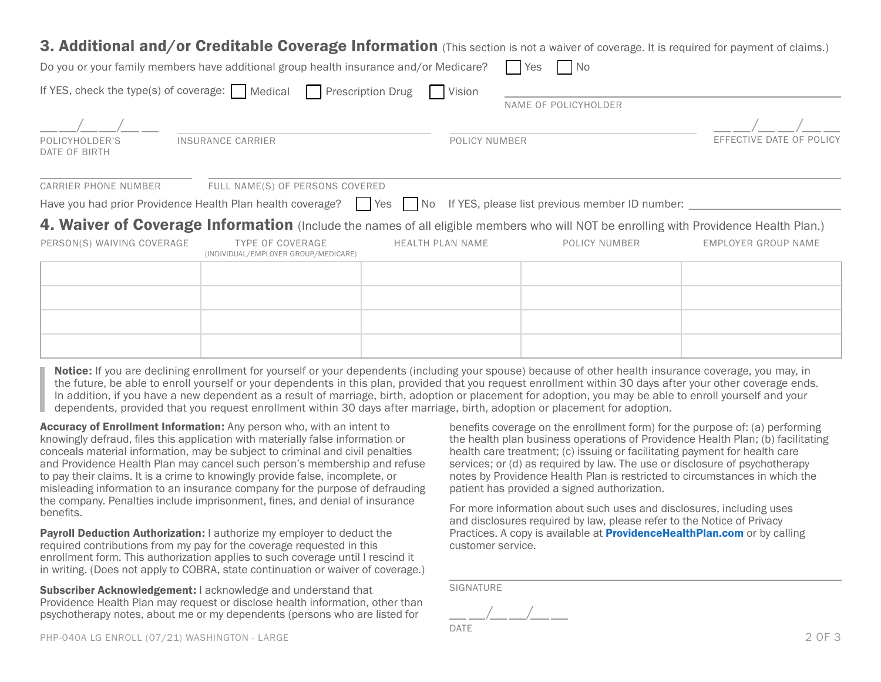## 3. Additional and/or Creditable Coverage Information (This section is not a waiver of coverage. It is required for payment of claims.)

Do you or your family members have additional group health insurance and/or Medicare? ☐ Yes ☐ No

If YES, check the type(s) of coverage: ☐ Medical ☐ Prescription Drug ☐ Vision

NAME OF POLICYHOLDER: ____________________

POLICYHOLDER'S DATE OF BIRTH: __ __/__ __/__ __

INSURANCE CARRIER: ____________________

POLICY NUMBER: ____________________

EFFECTIVE DATE OF POLICY: __ __/__ __/__ __

CARRIER PHONE NUMBER: ____________________

FULL NAME(S) OF PERSONS COVERED: ____________________

Have you had prior Providence Health Plan health coverage? ☐ Yes ☐ No If YES, please list previous member ID number: ____________________

## 4. Waiver of Coverage Information (Include the names of all eligible members who will NOT be enrolling with Providence Health Plan.)

| PERSON(S) WAIVING COVERAGE | TYPE OF COVERAGE (INDIVIDUAL/EMPLOYER GROUP/MEDICARE) | HEALTH PLAN NAME | POLICY NUMBER | EMPLOYER GROUP NAME |
| --- | --- | --- | --- | --- |
| | | | | |
| | | | | |
| | | | | |
| | | | | |

**Notice:** If you are declining enrollment for yourself or your dependents (including your spouse) because of other health insurance coverage, you may, in the future, be able to enroll yourself or your dependents in this plan, provided that you request enrollment within 30 days after your other coverage ends. In addition, if you have a new dependent as a result of marriage, birth, adoption or placement for adoption, you may be able to enroll yourself and your dependents, provided that you request enrollment within 30 days after marriage, birth, adoption or placement for adoption.

**Accuracy of Enrollment Information:** Any person who, with an intent to knowingly defraud, files this application with materially false information or conceals material information, may be subject to criminal and civil penalties and Providence Health Plan may cancel such person's membership and refuse to pay their claims. It is a crime to knowingly provide false, incomplete, or misleading information to an insurance company for the purpose of defrauding the company. Penalties include imprisonment, fines, and denial of insurance benefits.

**Payroll Deduction Authorization:** I authorize my employer to deduct the required contributions from my pay for the coverage requested in this enrollment form. This authorization applies to such coverage until I rescind it in writing. (Does not apply to COBRA, state continuation or waiver of coverage.)

**Subscriber Acknowledgement:** I acknowledge and understand that Providence Health Plan may request or disclose health information, other than psychotherapy notes, about me or my dependents (persons who are listed for benefits coverage on the enrollment form) for the purpose of: (a) performing the health plan business operations of Providence Health Plan; (b) facilitating health care treatment; (c) issuing or facilitating payment for health care services; or (d) as required by law. The use or disclosure of psychotherapy notes by Providence Health Plan is restricted to circumstances in which the patient has provided a signed authorization.

For more information about such uses and disclosures, including uses and disclosures required by law, please refer to the Notice of Privacy Practices. A copy is available at **ProvidenceHealthPlan.com** or by calling customer service.

SIGNATURE: ____________________

DATE: __ __/__ __/__ __

PHP-040A LG ENROLL (07/21) WASHINGTON - LARGE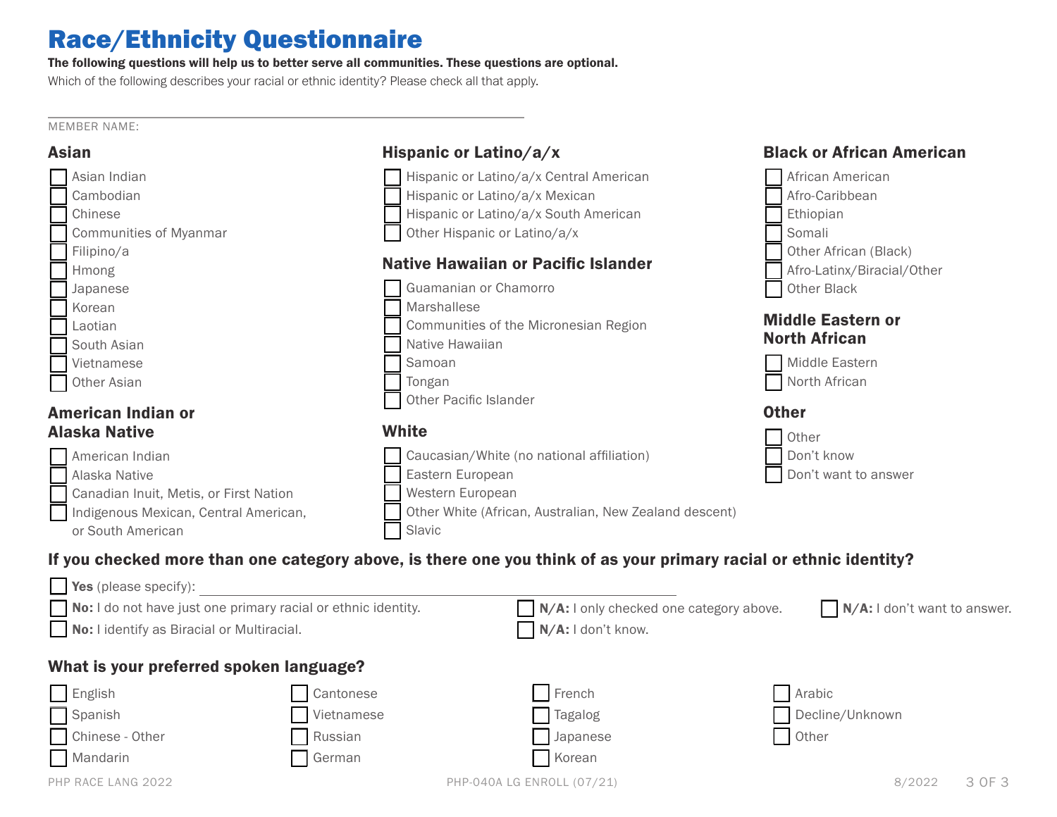# Race/Ethnicity Questionnaire

**The following questions will help us to better serve all communities. These questions are optional.**

Which of the following describes your racial or ethnic identity? Please check all that apply.

MEMBER NAME: ______________________________

### Asian

- ☐ Asian Indian
- ☐ Cambodian
- ☐ Chinese
- ☐ Communities of Myanmar
- ☐ Filipino/a
- ☐ Hmong
- ☐ Japanese
- ☐ Korean
- ☐ Laotian
- ☐ South Asian
- ☐ Vietnamese
- ☐ Other Asian

### American Indian or Alaska Native

- ☐ American Indian
- ☐ Alaska Native
- ☐ Canadian Inuit, Metis, or First Nation
- ☐ Indigenous Mexican, Central American, or South American

### Hispanic or Latino/a/x

- ☐ Hispanic or Latino/a/x Central American
- ☐ Hispanic or Latino/a/x Mexican
- ☐ Hispanic or Latino/a/x South American
- ☐ Other Hispanic or Latino/a/x

### Native Hawaiian or Pacific Islander

- ☐ Guamanian or Chamorro
- ☐ Marshallese
- ☐ Communities of the Micronesian Region
- ☐ Native Hawaiian
- ☐ Samoan
- ☐ Tongan
- ☐ Other Pacific Islander

### White

- ☐ Caucasian/White (no national affiliation)
- ☐ Eastern European
- ☐ Western European
- ☐ Other White (African, Australian, New Zealand descent)
- ☐ Slavic

### Black or African American

- ☐ African American
- ☐ Afro-Caribbean
- ☐ Ethiopian
- ☐ Somali
- ☐ Other African (Black)
- ☐ Afro-Latinx/Biracial/Other
- ☐ Other Black

### Middle Eastern or North African

- ☐ Middle Eastern
- ☐ North African

### Other

- ☐ Other
- ☐ Don't know
- ☐ Don't want to answer

### If you checked more than one category above, is there one you think of as your primary racial or ethnic identity?

- ☐ **Yes** (please specify): ______________________________
- ☐ **No:** I do not have just one primary racial or ethnic identity.
- ☐ **No:** I identify as Biracial or Multiracial.
- ☐ **N/A:** I only checked one category above.
- ☐ **N/A:** I don't know.
- ☐ **N/A:** I don't want to answer.

### What is your preferred spoken language?

- ☐ English
- ☐ Spanish
- ☐ Chinese - Other
- ☐ Mandarin
- ☐ Cantonese
- ☐ Vietnamese
- ☐ Russian
- ☐ German
- ☐ French
- ☐ Tagalog
- ☐ Japanese
- ☐ Korean
- ☐ Arabic
- ☐ Decline/Unknown
- ☐ Other

PHP RACE LANG 2022 PHP-040A LG ENROLL (07/21) 8/2022